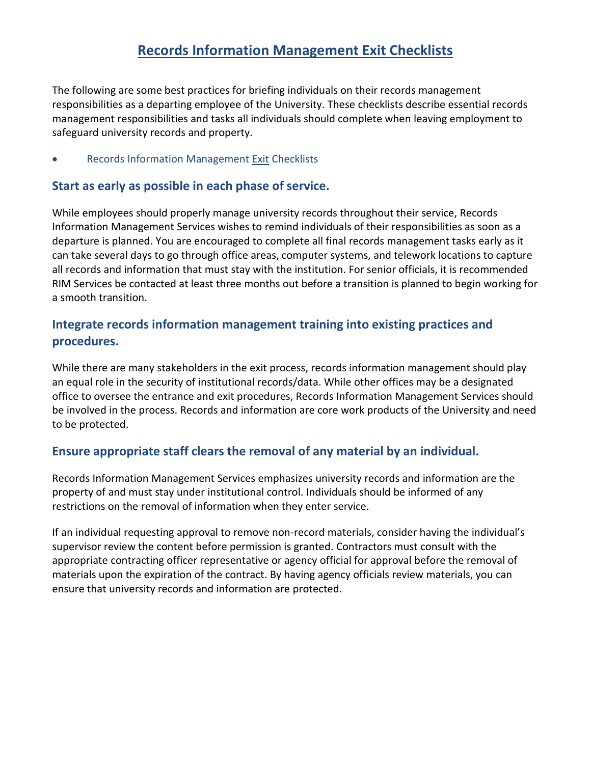# Records Information Management Exit Checklists

The following are some best practices for briefing individuals on their records management responsibilities as a departing employee of the University. These checklists describe essential records management responsibilities and tasks all individuals should complete when leaving employment to safeguard university records and property.

- Records Information Management Exit Checklists

## Start as early as possible in each phase of service.

While employees should properly manage university records throughout their service, Records Information Management Services wishes to remind individuals of their responsibilities as soon as a departure is planned. You are encouraged to complete all final records management tasks early as it can take several days to go through office areas, computer systems, and telework locations to capture all records and information that must stay with the institution. For senior officials, it is recommended RIM Services be contacted at least three months out before a transition is planned to begin working for a smooth transition.

## Integrate records information management training into existing practices and procedures.

While there are many stakeholders in the exit process, records information management should play an equal role in the security of institutional records/data. While other offices may be a designated office to oversee the entrance and exit procedures, Records Information Management Services should be involved in the process. Records and information are core work products of the University and need to be protected.

## Ensure appropriate staff clears the removal of any material by an individual.

Records Information Management Services emphasizes university records and information are the property of and must stay under institutional control. Individuals should be informed of any restrictions on the removal of information when they enter service.

If an individual requesting approval to remove non-record materials, consider having the individual's supervisor review the content before permission is granted. Contractors must consult with the appropriate contracting officer representative or agency official for approval before the removal of materials upon the expiration of the contract. By having agency officials review materials, you can ensure that university records and information are protected.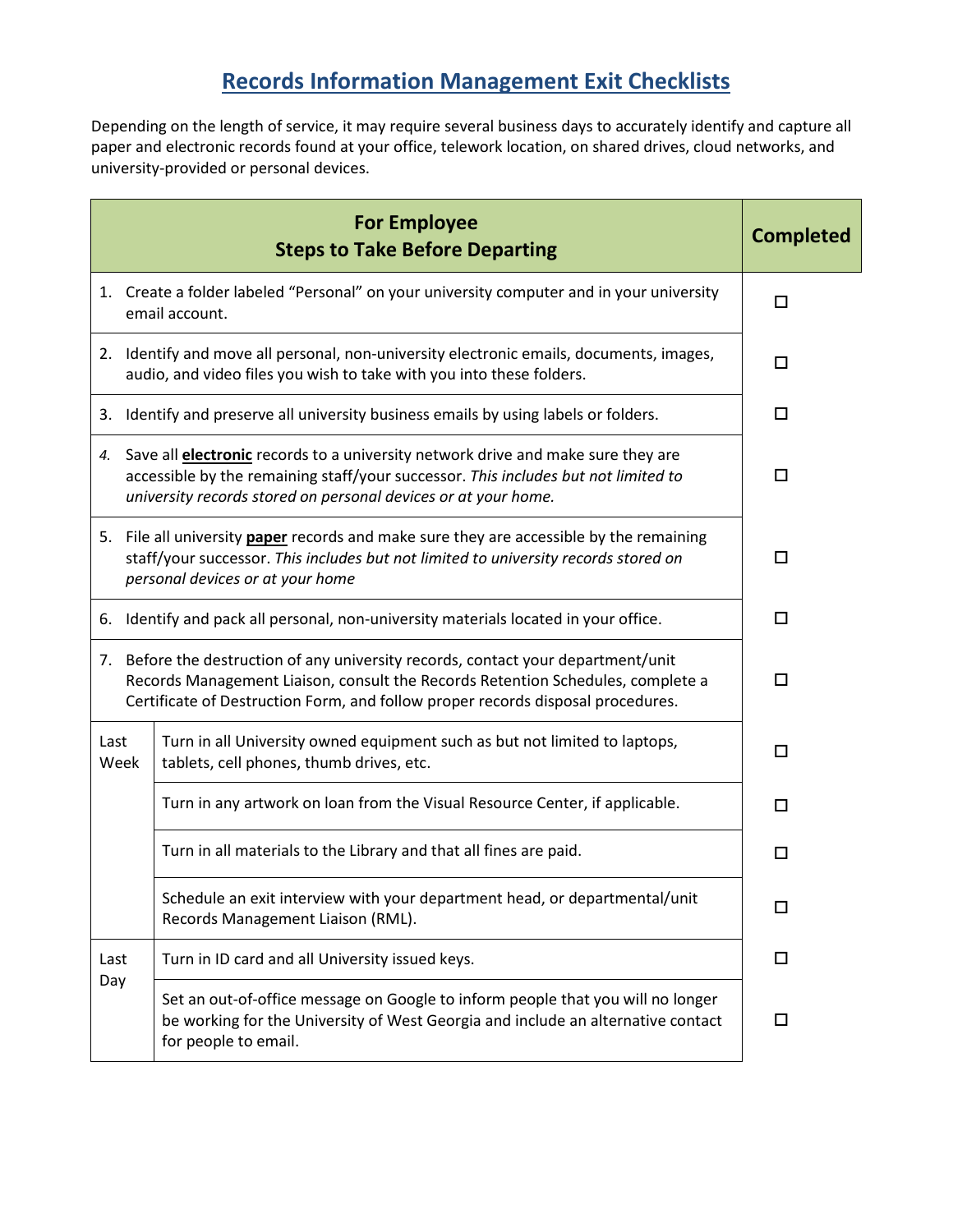# Records Information Management Exit Checklists

Depending on the length of service, it may require several business days to accurately identify and capture all paper and electronic records found at your office, telework location, on shared drives, cloud networks, and university-provided or personal devices.

| **For Employee**<br>**Steps to Take Before Departing** | | **Completed** |
|---|---|---|
| 1. Create a folder labeled "Personal" on your university computer and in your university email account. | | ☐ |
| 2. Identify and move all personal, non-university electronic emails, documents, images, audio, and video files you wish to take with you into these folders. | | ☐ |
| 3. Identify and preserve all university business emails by using labels or folders. | | ☐ |
| *4.* Save all **electronic** records to a university network drive and make sure they are accessible by the remaining staff/your successor. *This includes but not limited to university records stored on personal devices or at your home.* | | ☐ |
| 5. File all university **paper** records and make sure they are accessible by the remaining staff/your successor. *This includes but not limited to university records stored on personal devices or at your home* | | ☐ |
| 6. Identify and pack all personal, non-university materials located in your office. | | ☐ |
| 7. Before the destruction of any university records, contact your department/unit Records Management Liaison, consult the Records Retention Schedules, complete a Certificate of Destruction Form, and follow proper records disposal procedures. | | ☐ |
| Last Week | Turn in all University owned equipment such as but not limited to laptops, tablets, cell phones, thumb drives, etc. | ☐ |
| | Turn in any artwork on loan from the Visual Resource Center, if applicable. | ☐ |
| | Turn in all materials to the Library and that all fines are paid. | ☐ |
| | Schedule an exit interview with your department head, or departmental/unit Records Management Liaison (RML). | ☐ |
| Last Day | Turn in ID card and all University issued keys. | ☐ |
| | Set an out-of-office message on Google to inform people that you will no longer be working for the University of West Georgia and include an alternative contact for people to email. | ☐ |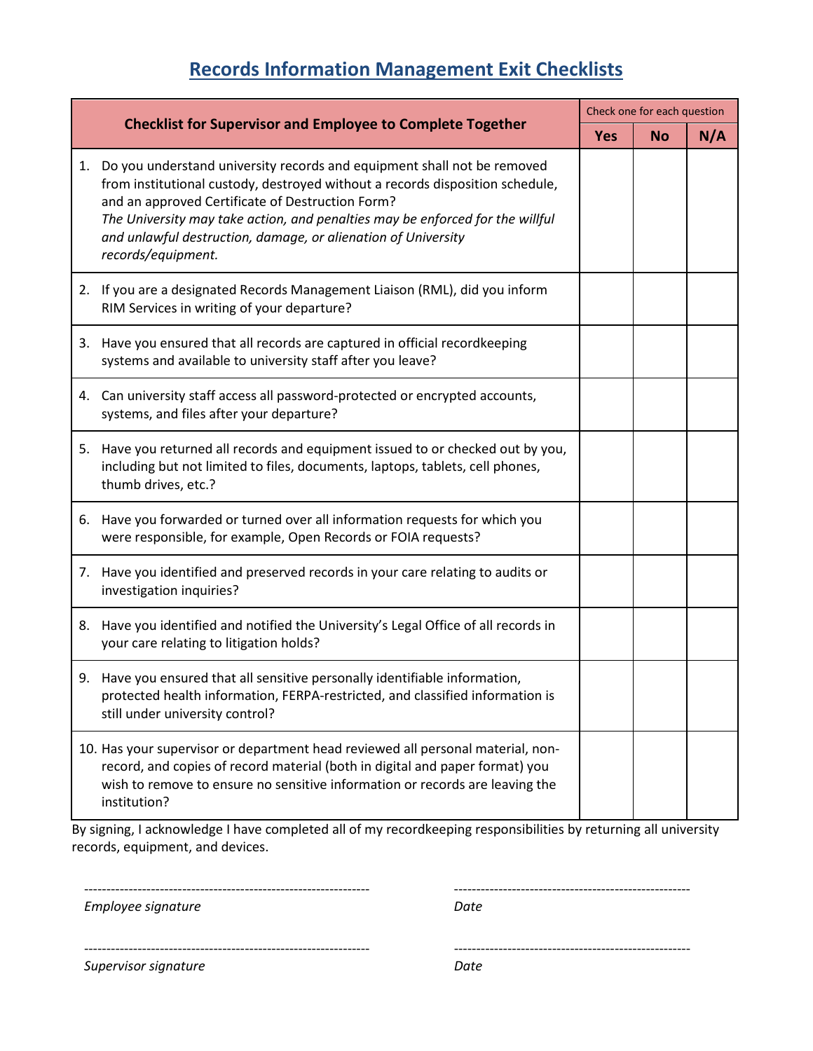# Records Information Management Exit Checklists

| Checklist for Supervisor and Employee to Complete Together | Check one for each question | | |
|---|---|---|---|
| | **Yes** | **No** | **N/A** |
| 1. Do you understand university records and equipment shall not be removed from institutional custody, destroyed without a records disposition schedule, and an approved Certificate of Destruction Form? *The University may take action, and penalties may be enforced for the willful and unlawful destruction, damage, or alienation of University records/equipment.* | | | |
| 2. If you are a designated Records Management Liaison (RML), did you inform RIM Services in writing of your departure? | | | |
| 3. Have you ensured that all records are captured in official recordkeeping systems and available to university staff after you leave? | | | |
| 4. Can university staff access all password-protected or encrypted accounts, systems, and files after your departure? | | | |
| 5. Have you returned all records and equipment issued to or checked out by you, including but not limited to files, documents, laptops, tablets, cell phones, thumb drives, etc.? | | | |
| 6. Have you forwarded or turned over all information requests for which you were responsible, for example, Open Records or FOIA requests? | | | |
| 7. Have you identified and preserved records in your care relating to audits or investigation inquiries? | | | |
| 8. Have you identified and notified the University's Legal Office of all records in your care relating to litigation holds? | | | |
| 9. Have you ensured that all sensitive personally identifiable information, protected health information, FERPA-restricted, and classified information is still under university control? | | | |
| 10. Has your supervisor or department head reviewed all personal material, non-record, and copies of record material (both in digital and paper format) you wish to remove to ensure no sensitive information or records are leaving the institution? | | | |

By signing, I acknowledge I have completed all of my recordkeeping responsibilities by returning all university records, equipment, and devices.

---------------------------------------------------------------- -----------------------------------------------------

*Employee signature* *Date*

---------------------------------------------------------------- -----------------------------------------------------

*Supervisor signature* *Date*